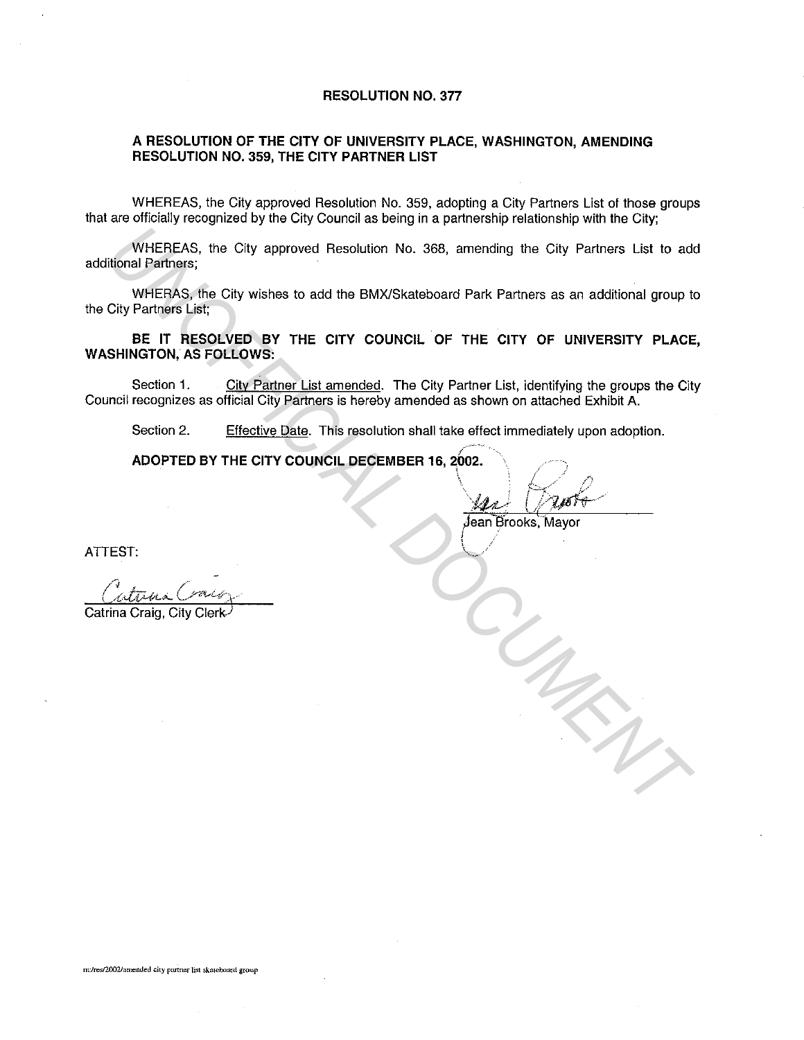# RESOLUTION NO. 377

## A RESOLUTION OF THE CITY OF UNIVERSITY PLACE, WASHINGTON, AMENDING RESOLUTION NO. 359, THE CITY PARTNER LIST

WHEREAS, the City approved Resolution No. 359, adopting a City Partners List of those groups that are officially recognized by the City Council as being in a partnership relationship with the City;

WHEREAS, the City approved Resolution No. 368, amending the City Partners List to add additional Partners;

WHERAS, the City wishes to add the BMX/Skateboard Park Partners as an additional group to the City Partners List;

**BE IT RESOLVED BY THE CITY COUNCIL OF THE CITY OF UNIVERSITY PLACE, WASHINGTON, AS FOLLOWS:**

Section 1. City Partner List amended. The City Partner List, identifying the groups the City Council recognizes as official City Partners is hereby amended as shown on attached Exhibit A.

Section 2. Effective Date. This resolution shall take effect immediately upon adoption.

**ADOPTED BY THE CITY COUNCIL DECEMBER 16, 2002.**

Jean Brooks, Mayor

ATTEST:

Catrina Craig, City Clerk

m:/res/2002/amended city partner list skateboard group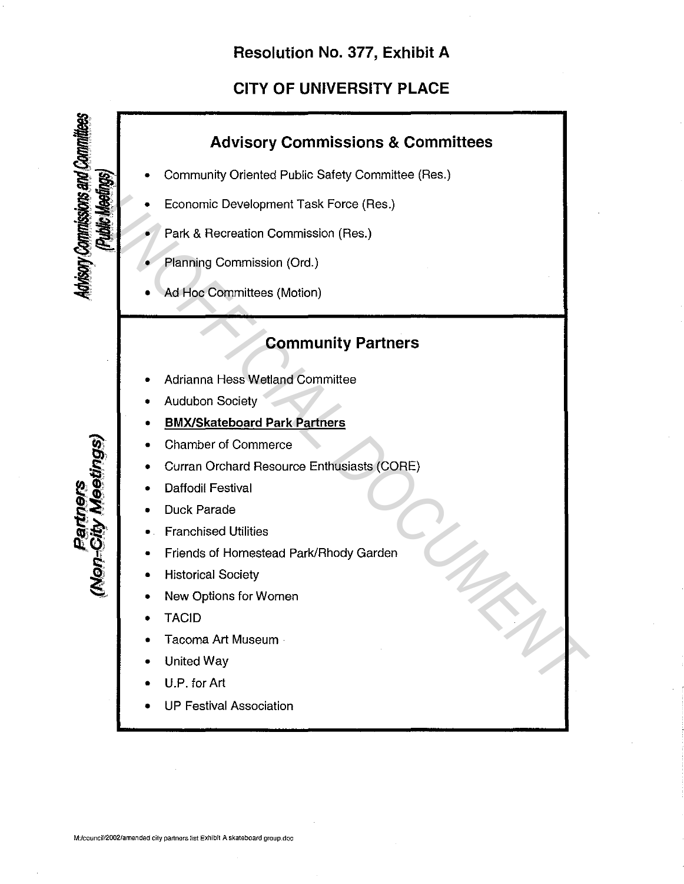# Resolution No. 377, Exhibit A

## CITY OF UNIVERSITY PLACE

*Advisory Commissions and Committees (Public Meetings)*

### Advisory Commissions & Committees

- Community Oriented Public Safety Committee (Res.)
- Economic Development Task Force (Res.)
- Park & Recreation Commission (Res.)
- Planning Commission (Ord.)
- Ad Hoc Committees (Motion)

*Partners (Non-City Meetings)*

### Community Partners

- Adrianna Hess Wetland Committee
- Audubon Society
- **BMX/Skateboard Park Partners**
- Chamber of Commerce
- Curran Orchard Resource Enthusiasts (CORE)
- Daffodil Festival
- Duck Parade
- Franchised Utilities
- Friends of Homestead Park/Rhody Garden
- Historical Society
- New Options for Women
- TACID
- Tacoma Art Museum
- United Way
- U.P. for Art
- UP Festival Association

M:/council/2002/amended city partners list Exhibit A skateboard group.doc